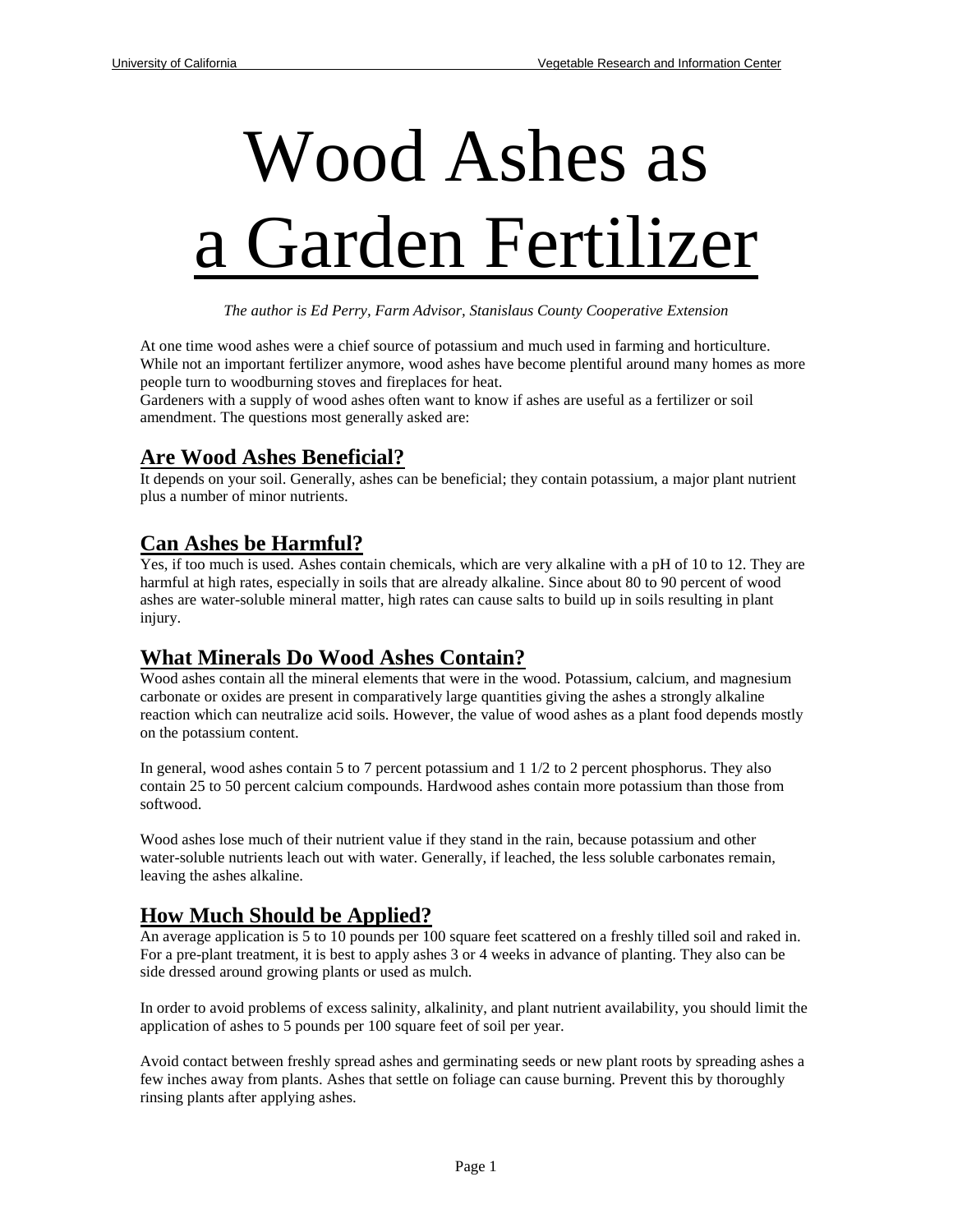# Wood Ashes as a Garden Fertilizer

*The author is Ed Perry, Farm Advisor, Stanislaus County Cooperative Extension*

At one time wood ashes were a chief source of potassium and much used in farming and horticulture. While not an important fertilizer anymore, wood ashes have become plentiful around many homes as more people turn to woodburning stoves and fireplaces for heat.

Gardeners with a supply of wood ashes often want to know if ashes are useful as a fertilizer or soil amendment. The questions most generally asked are:

## Are Wood Ashes Beneficial?

It depends on your soil. Generally, ashes can be beneficial; they contain potassium, a major plant nutrient plus a number of minor nutrients.

## Can Ashes be Harmful?

Yes, if too much is used. Ashes contain chemicals, which are very alkaline with a pH of 10 to 12. They are harmful at high rates, especially in soils that are already alkaline. Since about 80 to 90 percent of wood ashes are water-soluble mineral matter, high rates can cause salts to build up in soils resulting in plant injury.

## What Minerals Do Wood Ashes Contain?

Wood ashes contain all the mineral elements that were in the wood. Potassium, calcium, and magnesium carbonate or oxides are present in comparatively large quantities giving the ashes a strongly alkaline reaction which can neutralize acid soils. However, the value of wood ashes as a plant food depends mostly on the potassium content.

In general, wood ashes contain 5 to 7 percent potassium and 1 1/2 to 2 percent phosphorus. They also contain 25 to 50 percent calcium compounds. Hardwood ashes contain more potassium than those from softwood.

Wood ashes lose much of their nutrient value if they stand in the rain, because potassium and other water-soluble nutrients leach out with water. Generally, if leached, the less soluble carbonates remain, leaving the ashes alkaline.

## How Much Should be Applied?

An average application is 5 to 10 pounds per 100 square feet scattered on a freshly tilled soil and raked in. For a pre-plant treatment, it is best to apply ashes 3 or 4 weeks in advance of planting. They also can be side dressed around growing plants or used as mulch.

In order to avoid problems of excess salinity, alkalinity, and plant nutrient availability, you should limit the application of ashes to 5 pounds per 100 square feet of soil per year.

Avoid contact between freshly spread ashes and germinating seeds or new plant roots by spreading ashes a few inches away from plants. Ashes that settle on foliage can cause burning. Prevent this by thoroughly rinsing plants after applying ashes.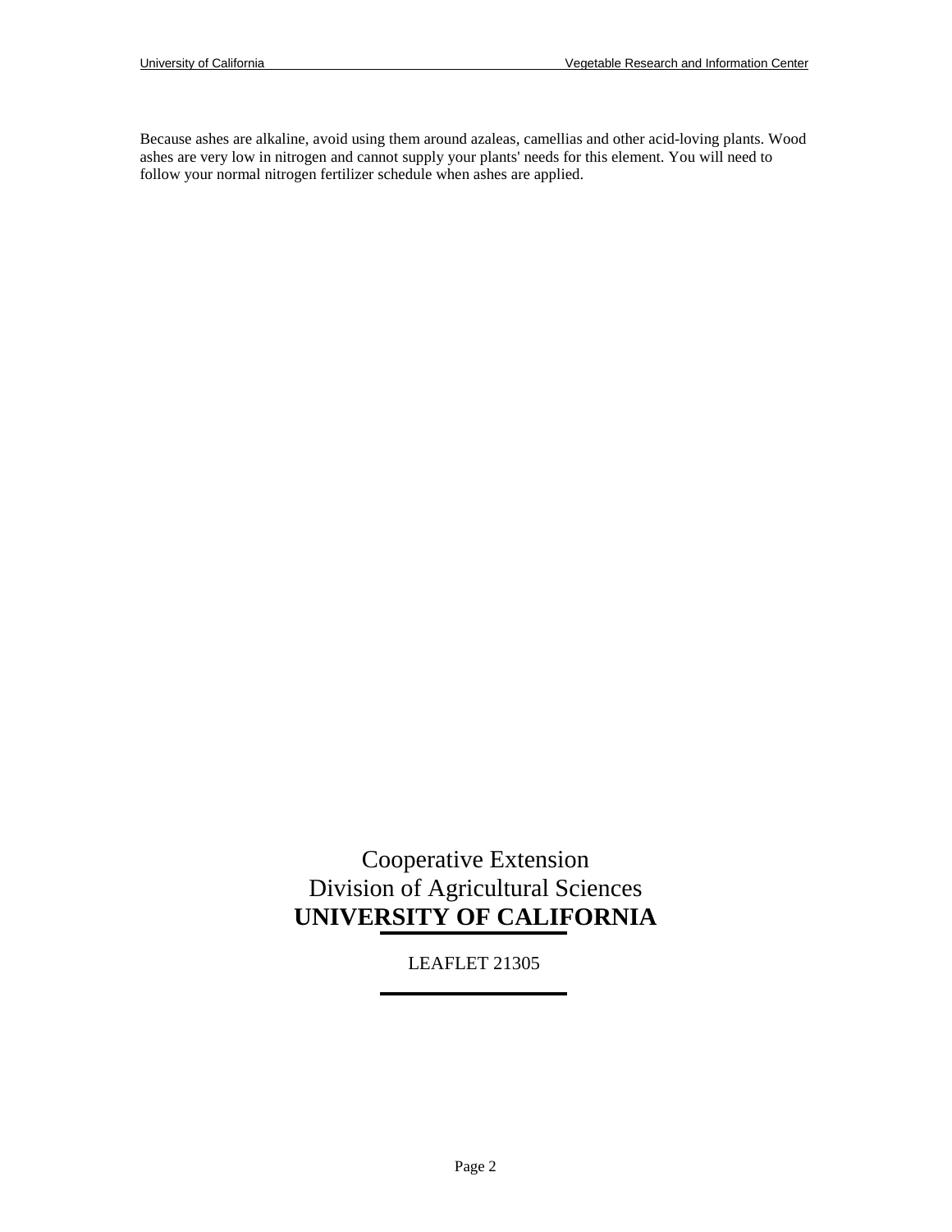Because ashes are alkaline, avoid using them around azaleas, camellias and other acid-loving plants. Wood ashes are very low in nitrogen and cannot supply your plants' needs for this element. You will need to follow your normal nitrogen fertilizer schedule when ashes are applied.

Cooperative Extension
Division of Agricultural Sciences
**UNIVERSITY OF CALIFORNIA**

LEAFLET 21305